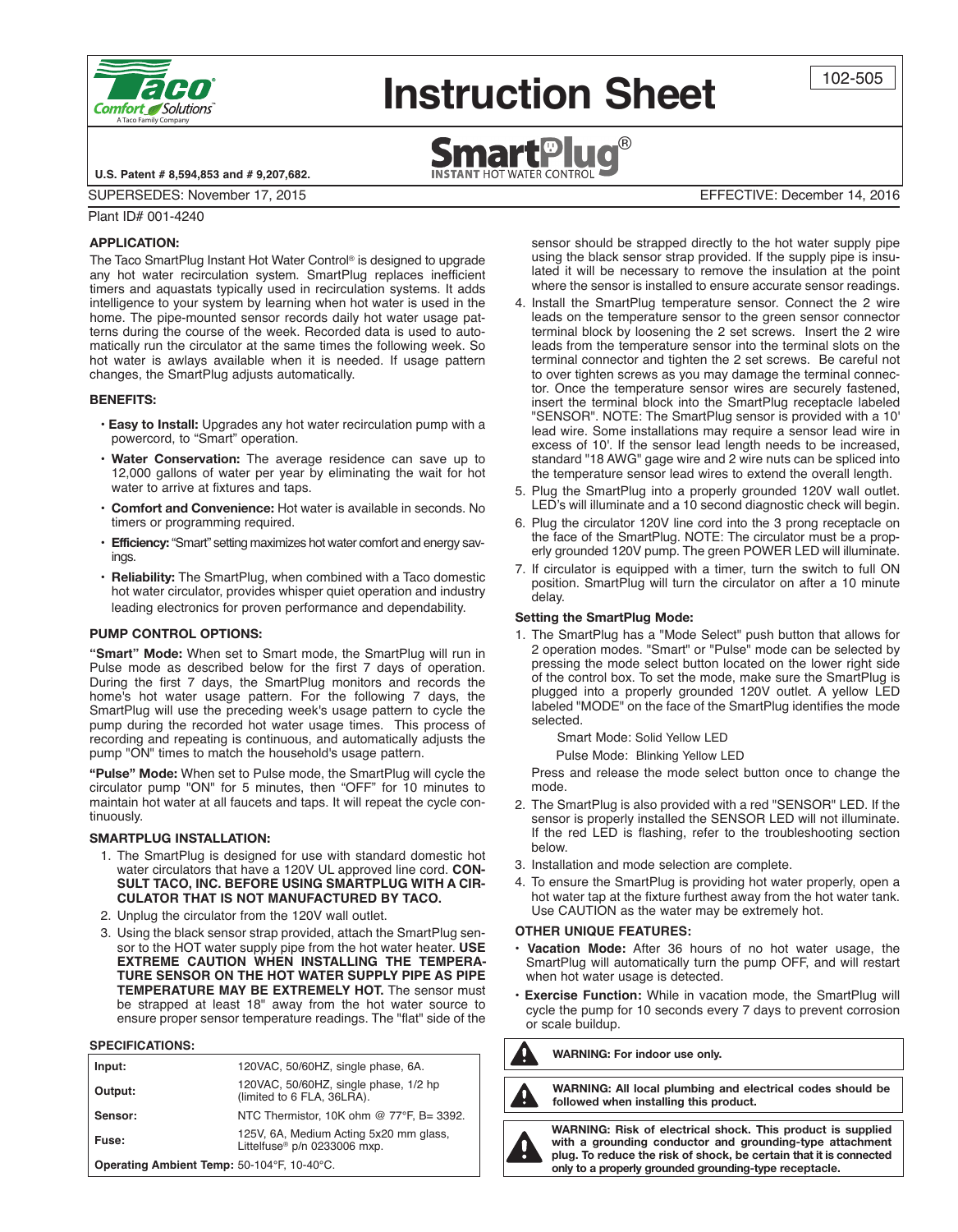# Instruction Sheet

102-505

**SmartPlug®**
INSTANT HOT WATER CONTROL

**U.S. Patent # 8,594,853 and # 9,207,682.**

SUPERSEDES: November 17, 2015

EFFECTIVE: December 14, 2016

Plant ID# 001-4240

### APPLICATION:

The Taco SmartPlug Instant Hot Water Control® is designed to upgrade any hot water recirculation system. SmartPlug replaces inefficient timers and aquastats typically used in recirculation systems. It adds intelligence to your system by learning when hot water is used in the home. The pipe-mounted sensor records daily hot water usage patterns during the course of the week. Recorded data is used to automatically run the circulator at the same times the following week. So hot water is awlays available when it is needed. If usage pattern changes, the SmartPlug adjusts automatically.

### BENEFITS:

- **Easy to Install:** Upgrades any hot water recirculation pump with a powercord, to "Smart" operation.
- **Water Conservation:** The average residence can save up to 12,000 gallons of water per year by eliminating the wait for hot water to arrive at fixtures and taps.
- **Comfort and Convenience:** Hot water is available in seconds. No timers or programming required.
- **Efficiency:** "Smart" setting maximizes hot water comfort and energy savings.
- **Reliability:** The SmartPlug, when combined with a Taco domestic hot water circulator, provides whisper quiet operation and industry leading electronics for proven performance and dependability.

### PUMP CONTROL OPTIONS:

**"Smart" Mode:** When set to Smart mode, the SmartPlug will run in Pulse mode as described below for the first 7 days of operation. During the first 7 days, the SmartPlug monitors and records the home's hot water usage pattern. For the following 7 days, the SmartPlug will use the preceding week's usage pattern to cycle the pump during the recorded hot water usage times. This process of recording and repeating is continuous, and automatically adjusts the pump "ON" times to match the household's usage pattern.

**"Pulse" Mode:** When set to Pulse mode, the SmartPlug will cycle the circulator pump "ON" for 5 minutes, then "OFF" for 10 minutes to maintain hot water at all faucets and taps. It will repeat the cycle continuously.

### SMARTPLUG INSTALLATION:

1. The SmartPlug is designed for use with standard domestic hot water circulators that have a 120V UL approved line cord. **CONSULT TACO, INC. BEFORE USING SMARTPLUG WITH A CIRCULATOR THAT IS NOT MANUFACTURED BY TACO.**
2. Unplug the circulator from the 120V wall outlet.
3. Using the black sensor strap provided, attach the SmartPlug sensor to the HOT water supply pipe from the hot water heater. **USE EXTREME CAUTION WHEN INSTALLING THE TEMPERATURE SENSOR ON THE HOT WATER SUPPLY PIPE AS PIPE TEMPERATURE MAY BE EXTREMELY HOT.** The sensor must be strapped at least 18" away from the hot water source to ensure proper sensor temperature readings. The "flat" side of the sensor should be strapped directly to the hot water supply pipe using the black sensor strap provided. If the supply pipe is insulated it will be necessary to remove the insulation at the point where the sensor is installed to ensure accurate sensor readings.
4. Install the SmartPlug temperature sensor. Connect the 2 wire leads on the temperature sensor to the green sensor connector terminal block by loosening the 2 set screws. Insert the 2 wire leads from the temperature sensor into the terminal slots on the terminal connector and tighten the 2 set screws. Be careful not to over tighten screws as you may damage the terminal connector. Once the temperature sensor wires are securely fastened, insert the terminal block into the SmartPlug receptacle labeled "SENSOR". NOTE: The SmartPlug sensor is provided with a 10' lead wire. Some installations may require a sensor lead wire in excess of 10'. If the sensor lead length needs to be increased, standard "18 AWG" gage wire and 2 wire nuts can be spliced into the temperature sensor lead wires to extend the overall length.
5. Plug the SmartPlug into a properly grounded 120V wall outlet. LED's will illuminate and a 10 second diagnostic check will begin.
6. Plug the circulator 120V line cord into the 3 prong receptacle on the face of the SmartPlug. NOTE: The circulator must be a properly grounded 120V pump. The green POWER LED will illuminate.
7. If circulator is equipped with a timer, turn the switch to full ON position. SmartPlug will turn the circulator on after a 10 minute delay.

### Setting the SmartPlug Mode:

1. The SmartPlug has a "Mode Select" push button that allows for 2 operation modes. "Smart" or "Pulse" mode can be selected by pressing the mode select button located on the lower right side of the control box. To set the mode, make sure the SmartPlug is plugged into a properly grounded 120V outlet. A yellow LED labeled "MODE" on the face of the SmartPlug identifies the mode selected.

   Smart Mode: Solid Yellow LED

   Pulse Mode: Blinking Yellow LED

   Press and release the mode select button once to change the mode.
2. The SmartPlug is also provided with a red "SENSOR" LED. If the sensor is properly installed the SENSOR LED will not illuminate. If the red LED is flashing, refer to the troubleshooting section below.
3. Installation and mode selection are complete.
4. To ensure the SmartPlug is providing hot water properly, open a hot water tap at the fixture furthest away from the hot water tank. Use CAUTION as the water may be extremely hot.

### OTHER UNIQUE FEATURES:

- **Vacation Mode:** After 36 hours of no hot water usage, the SmartPlug will automatically turn the pump OFF, and will restart when hot water usage is detected.
- **Exercise Function:** While in vacation mode, the SmartPlug will cycle the pump for 10 seconds every 7 days to prevent corrosion or scale buildup.

### SPECIFICATIONS:

| | |
|---|---|
| **Input:** | 120VAC, 50/60HZ, single phase, 6A. |
| **Output:** | 120VAC, 50/60HZ, single phase, 1/2 hp (limited to 6 FLA, 36LRA). |
| **Sensor:** | NTC Thermistor, 10K ohm @ 77°F, B= 3392. |
| **Fuse:** | 125V, 6A, Medium Acting 5x20 mm glass, Littelfuse® p/n 0233006 mxp. |
| **Operating Ambient Temp:** | 50-104°F, 10-40°C. |

**WARNING: For indoor use only.**

**WARNING: All local plumbing and electrical codes should be followed when installing this product.**

**WARNING: Risk of electrical shock. This product is supplied with a grounding conductor and grounding-type attachment plug. To reduce the risk of shock, be certain that it is connected only to a properly grounded grounding-type receptacle.**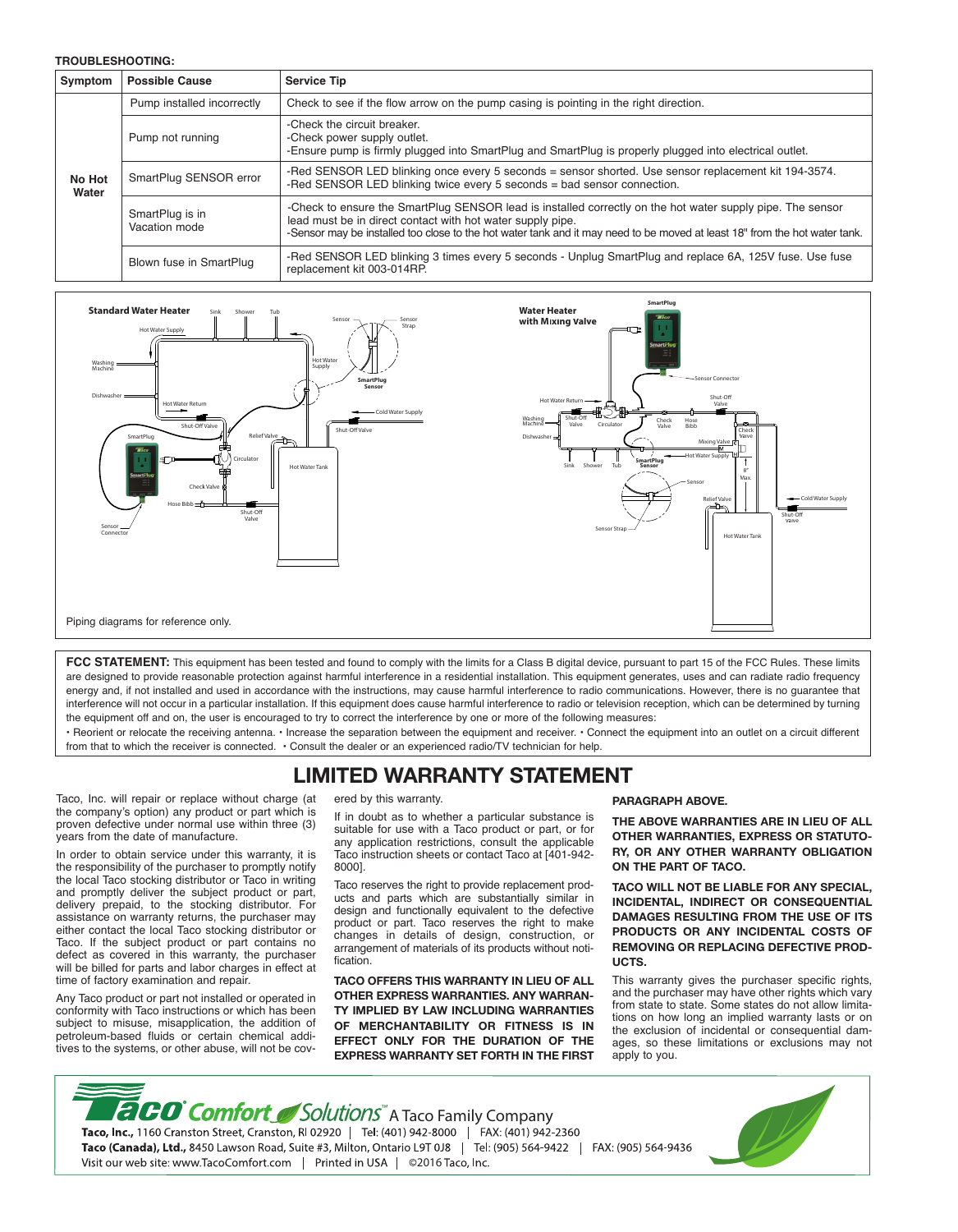**TROUBLESHOOTING:**

| Symptom | Possible Cause | Service Tip |
| --- | --- | --- |
| No Hot Water | Pump installed incorrectly | Check to see if the flow arrow on the pump casing is pointing in the right direction. |
| | Pump not running | -Check the circuit breaker.<br>-Check power supply outlet.<br>-Ensure pump is firmly plugged into SmartPlug and SmartPlug is properly plugged into electrical outlet. |
| | SmartPlug SENSOR error | -Red SENSOR LED blinking once every 5 seconds = sensor shorted. Use sensor replacement kit 194-3574.<br>-Red SENSOR LED blinking twice every 5 seconds = bad sensor connection. |
| | SmartPlug is in Vacation mode | -Check to ensure the SmartPlug SENSOR lead is installed correctly on the hot water supply pipe. The sensor lead must be in direct contact with hot water supply pipe.<br>-Sensor may be installed too close to the hot water tank and it may need to be moved at least 18" from the hot water tank. |
| | Blown fuse in SmartPlug | -Red SENSOR LED blinking 3 times every 5 seconds - Unplug SmartPlug and replace 6A, 125V fuse. Use fuse replacement kit 003-014RP. |

Standard Water Heater

Sink
Shower
Tub
Hot Water Supply
Washing Machine
Dishwasher
Hot Water Return
Shut-Off Valve
SmartPlug
Relief Valve
Circulator
Check Valve
Hose Bibb
Shut-Off Valve
Sensor Connector
Sensor
Sensor Strap
Hot Water Supply
SmartPlug Sensor
Cold Water Supply
Shut-Off Valve
Hot Water Tank

Water Heater with Mixing Valve

SmartPlug
Sensor Connector
Hot Water Return
Washing Machine
Shut-Off Valve
Circulator
Check Valve
Hose Bibb
Shut-Off Valve
Dishwasher
Check Valve
Mixing Valve
Sink
Shower
Tub
SmartPlug Sensor
Hot Water Supply
8" Max
Sensor
Relief Valve
Cold Water Supply
Shut-Off Valve
Sensor Strap
Hot Water Tank

Piping diagrams for reference only.

**FCC STATEMENT:** This equipment has been tested and found to comply with the limits for a Class B digital device, pursuant to part 15 of the FCC Rules. These limits are designed to provide reasonable protection against harmful interference in a residential installation. This equipment generates, uses and can radiate radio frequency energy and, if not installed and used in accordance with the instructions, may cause harmful interference to radio communications. However, there is no guarantee that interference will not occur in a particular installation. If this equipment does cause harmful interference to radio or television reception, which can be determined by turning the equipment off and on, the user is encouraged to try to correct the interference by one or more of the following measures:

• Reorient or relocate the receiving antenna. • Increase the separation between the equipment and receiver. • Connect the equipment into an outlet on a circuit different from that to which the receiver is connected. • Consult the dealer or an experienced radio/TV technician for help.

# LIMITED WARRANTY STATEMENT

Taco, Inc. will repair or replace without charge (at the company's option) any product or part which is proven defective under normal use within three (3) years from the date of manufacture.

In order to obtain service under this warranty, it is the responsibility of the purchaser to promptly notify the local Taco stocking distributor or Taco in writing and promptly deliver the subject product or part, delivery prepaid, to the stocking distributor. For assistance on warranty returns, the purchaser may either contact the local Taco stocking distributor or Taco. If the subject product or part contains no defect as covered in this warranty, the purchaser will be billed for parts and labor charges in effect at time of factory examination and repair.

Any Taco product or part not installed or operated in conformity with Taco instructions or which has been subject to misuse, misapplication, the addition of petroleum-based fluids or certain chemical additives to the systems, or other abuse, will not be covered by this warranty.

If in doubt as to whether a particular substance is suitable for use with a Taco product or part, or for any application restrictions, consult the applicable Taco instruction sheets or contact Taco at [401-942-8000].

Taco reserves the right to provide replacement products and parts which are substantially similar in design and functionally equivalent to the defective product or part. Taco reserves the right to make changes in details of design, construction, or arrangement of materials of its products without notification.

**TACO OFFERS THIS WARRANTY IN LIEU OF ALL OTHER EXPRESS WARRANTIES. ANY WARRANTY IMPLIED BY LAW INCLUDING WARRANTIES OF MERCHANTABILITY OR FITNESS IS IN EFFECT ONLY FOR THE DURATION OF THE EXPRESS WARRANTY SET FORTH IN THE FIRST PARAGRAPH ABOVE.**

**THE ABOVE WARRANTIES ARE IN LIEU OF ALL OTHER WARRANTIES, EXPRESS OR STATUTORY, OR ANY OTHER WARRANTY OBLIGATION ON THE PART OF TACO.**

**TACO WILL NOT BE LIABLE FOR ANY SPECIAL, INCIDENTAL, INDIRECT OR CONSEQUENTIAL DAMAGES RESULTING FROM THE USE OF ITS PRODUCTS OR ANY INCIDENTAL COSTS OF REMOVING OR REPLACING DEFECTIVE PRODUCTS.**

This warranty gives the purchaser specific rights, and the purchaser may have other rights which vary from state to state. Some states do not allow limitations on how long an implied warranty lasts or on the exclusion of incidental or consequential damages, so these limitations or exclusions may not apply to you.

**Taco Comfort Solutions™** A Taco Family Company

**Taco, Inc.,** 1160 Cranston Street, Cranston, RI 02920 | Tel: (401) 942-8000 | FAX: (401) 942-2360
**Taco (Canada), Ltd.,** 8450 Lawson Road, Suite #3, Milton, Ontario L9T 0J8 | Tel: (905) 564-9422 | FAX: (905) 564-9436
Visit our web site: www.TacoComfort.com | Printed in USA | ©2016 Taco, Inc.